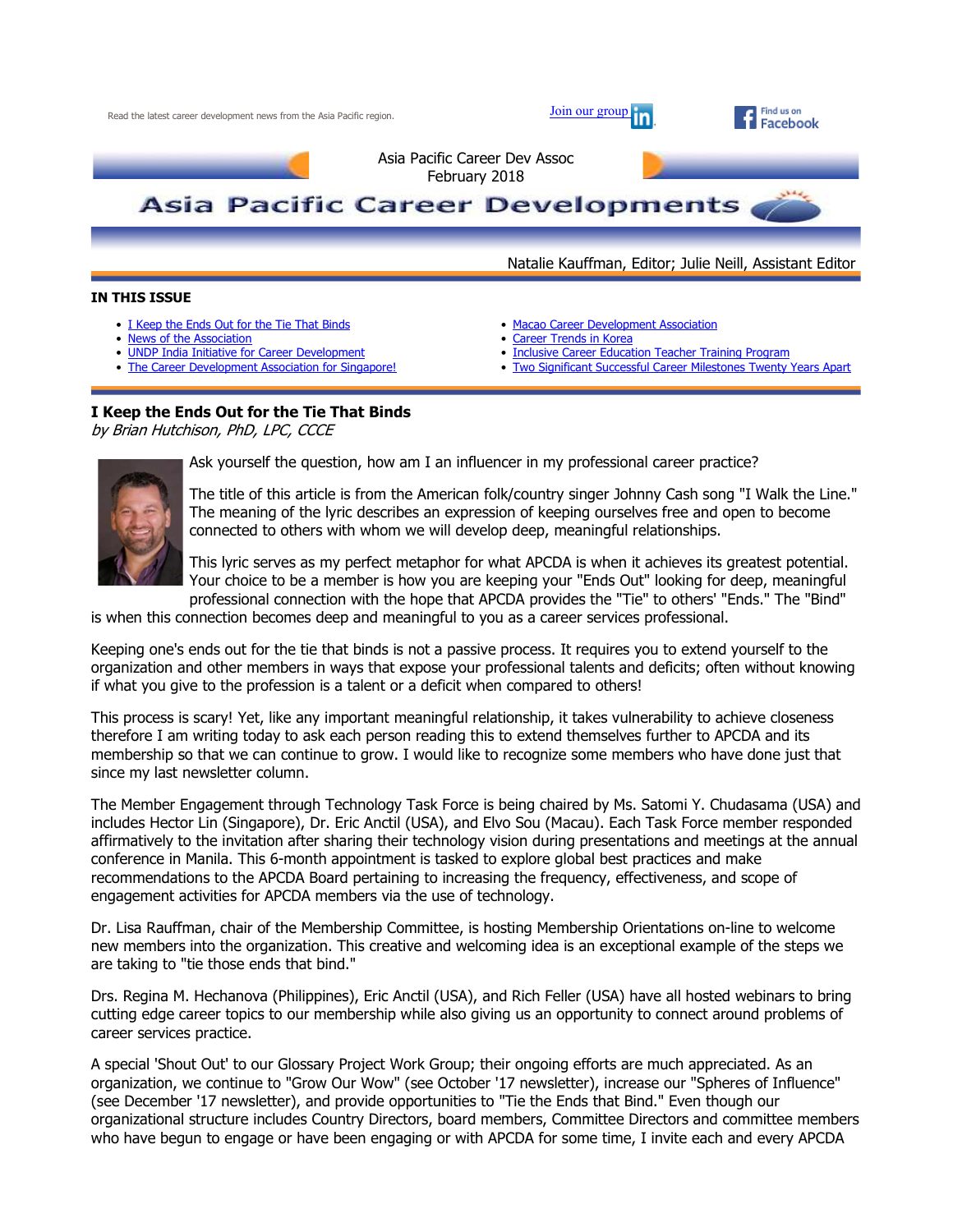Read the latest career development news from the Asia Pacific region.

Join our group

Find us on Facebook

Asia Pacific Career Dev Assoc
February 2018

# Asia Pacific Career Developments

Natalie Kauffman, Editor; Julie Neill, Assistant Editor

**IN THIS ISSUE**

- I Keep the Ends Out for the Tie That Binds
- News of the Association
- UNDP India Initiative for Career Development
- The Career Development Association for Singapore!
- Macao Career Development Association
- Career Trends in Korea
- Inclusive Career Education Teacher Training Program
- Two Significant Successful Career Milestones Twenty Years Apart

## I Keep the Ends Out for the Tie That Binds

*by Brian Hutchison, PhD, LPC, CCCE*

Ask yourself the question, how am I an influencer in my professional career practice?

The title of this article is from the American folk/country singer Johnny Cash song "I Walk the Line." The meaning of the lyric describes an expression of keeping ourselves free and open to become connected to others with whom we will develop deep, meaningful relationships.

This lyric serves as my perfect metaphor for what APCDA is when it achieves its greatest potential. Your choice to be a member is how you are keeping your "Ends Out" looking for deep, meaningful professional connection with the hope that APCDA provides the "Tie" to others' "Ends." The "Bind" is when this connection becomes deep and meaningful to you as a career services professional.

Keeping one's ends out for the tie that binds is not a passive process. It requires you to extend yourself to the organization and other members in ways that expose your professional talents and deficits; often without knowing if what you give to the profession is a talent or a deficit when compared to others!

This process is scary! Yet, like any important meaningful relationship, it takes vulnerability to achieve closeness therefore I am writing today to ask each person reading this to extend themselves further to APCDA and its membership so that we can continue to grow. I would like to recognize some members who have done just that since my last newsletter column.

The Member Engagement through Technology Task Force is being chaired by Ms. Satomi Y. Chudasama (USA) and includes Hector Lin (Singapore), Dr. Eric Anctil (USA), and Elvo Sou (Macau). Each Task Force member responded affirmatively to the invitation after sharing their technology vision during presentations and meetings at the annual conference in Manila. This 6-month appointment is tasked to explore global best practices and make recommendations to the APCDA Board pertaining to increasing the frequency, effectiveness, and scope of engagement activities for APCDA members via the use of technology.

Dr. Lisa Rauffman, chair of the Membership Committee, is hosting Membership Orientations on-line to welcome new members into the organization. This creative and welcoming idea is an exceptional example of the steps we are taking to "tie those ends that bind."

Drs. Regina M. Hechanova (Philippines), Eric Anctil (USA), and Rich Feller (USA) have all hosted webinars to bring cutting edge career topics to our membership while also giving us an opportunity to connect around problems of career services practice.

A special 'Shout Out' to our Glossary Project Work Group; their ongoing efforts are much appreciated. As an organization, we continue to "Grow Our Wow" (see October '17 newsletter), increase our "Spheres of Influence" (see December '17 newsletter), and provide opportunities to "Tie the Ends that Bind." Even though our organizational structure includes Country Directors, board members, Committee Directors and committee members who have begun to engage or have been engaging or with APCDA for some time, I invite each and every APCDA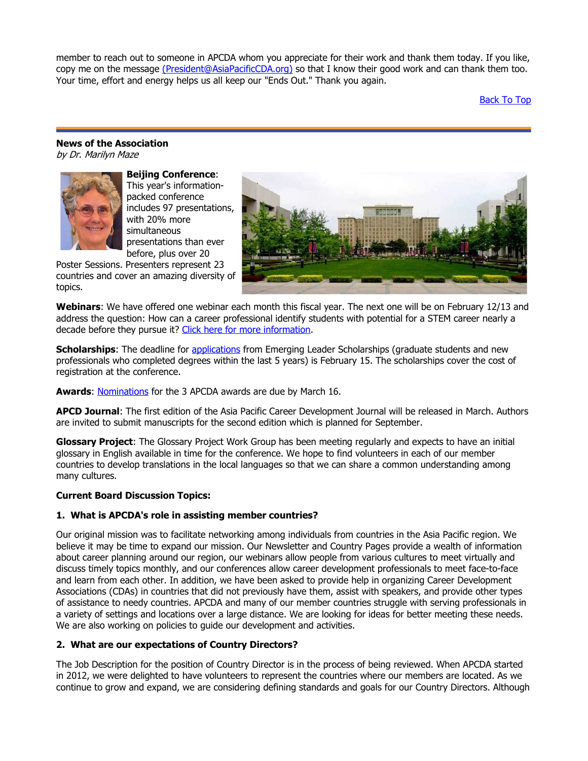member to reach out to someone in APCDA whom you appreciate for their work and thank them today. If you like, copy me on the message (President@AsiaPacificCDA.org) so that I know their good work and can thank them too. Your time, effort and energy helps us all keep our "Ends Out." Thank you again.

Back To Top

**News of the Association**
*by Dr. Marilyn Maze*

**Beijing Conference**: This year's information-packed conference includes 97 presentations, with 20% more simultaneous presentations than ever before, plus over 20 Poster Sessions. Presenters represent 23 countries and cover an amazing diversity of topics.

**Webinars**: We have offered one webinar each month this fiscal year. The next one will be on February 12/13 and address the question: How can a career professional identify students with potential for a STEM career nearly a decade before they pursue it? Click here for more information.

**Scholarships**: The deadline for applications from Emerging Leader Scholarships (graduate students and new professionals who completed degrees within the last 5 years) is February 15. The scholarships cover the cost of registration at the conference.

**Awards**: Nominations for the 3 APCDA awards are due by March 16.

**APCD Journal**: The first edition of the Asia Pacific Career Development Journal will be released in March. Authors are invited to submit manuscripts for the second edition which is planned for September.

**Glossary Project**: The Glossary Project Work Group has been meeting regularly and expects to have an initial glossary in English available in time for the conference. We hope to find volunteers in each of our member countries to develop translations in the local languages so that we can share a common understanding among many cultures.

**Current Board Discussion Topics:**

**1. What is APCDA's role in assisting member countries?**

Our original mission was to facilitate networking among individuals from countries in the Asia Pacific region. We believe it may be time to expand our mission. Our Newsletter and Country Pages provide a wealth of information about career planning around our region, our webinars allow people from various cultures to meet virtually and discuss timely topics monthly, and our conferences allow career development professionals to meet face-to-face and learn from each other. In addition, we have been asked to provide help in organizing Career Development Associations (CDAs) in countries that did not previously have them, assist with speakers, and provide other types of assistance to needy countries. APCDA and many of our member countries struggle with serving professionals in a variety of settings and locations over a large distance. We are looking for ideas for better meeting these needs. We are also working on policies to guide our development and activities.

**2. What are our expectations of Country Directors?**

The Job Description for the position of Country Director is in the process of being reviewed. When APCDA started in 2012, we were delighted to have volunteers to represent the countries where our members are located. As we continue to grow and expand, we are considering defining standards and goals for our Country Directors. Although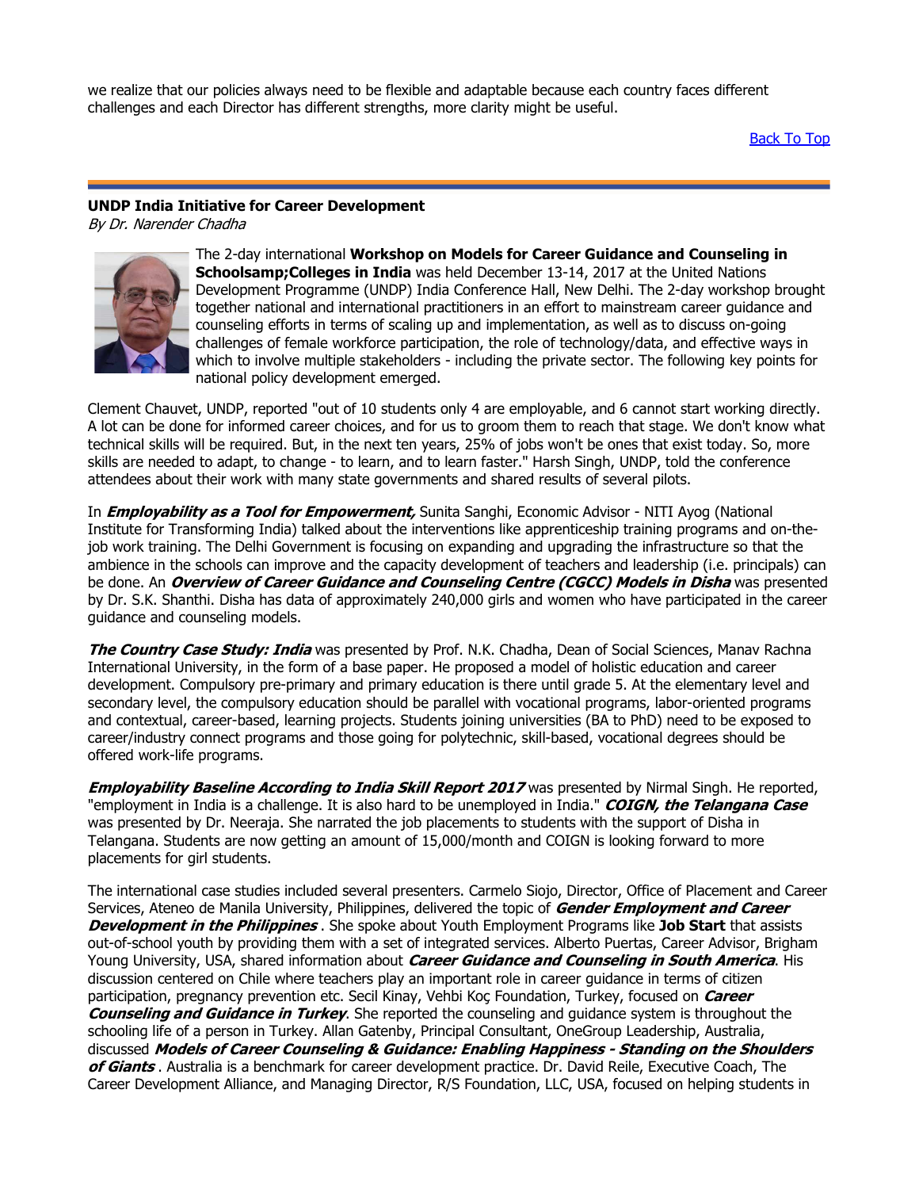we realize that our policies always need to be flexible and adaptable because each country faces different challenges and each Director has different strengths, more clarity might be useful.

Back To Top

---

**UNDP India Initiative for Career Development**
*By Dr. Narender Chadha*

The 2-day international **Workshop on Models for Career Guidance and Counseling in Schoolsamp;Colleges in India** was held December 13-14, 2017 at the United Nations Development Programme (UNDP) India Conference Hall, New Delhi. The 2-day workshop brought together national and international practitioners in an effort to mainstream career guidance and counseling efforts in terms of scaling up and implementation, as well as to discuss on-going challenges of female workforce participation, the role of technology/data, and effective ways in which to involve multiple stakeholders - including the private sector. The following key points for national policy development emerged.

Clement Chauvet, UNDP, reported "out of 10 students only 4 are employable, and 6 cannot start working directly. A lot can be done for informed career choices, and for us to groom them to reach that stage. We don't know what technical skills will be required. But, in the next ten years, 25% of jobs won't be ones that exist today. So, more skills are needed to adapt, to change - to learn, and to learn faster." Harsh Singh, UNDP, told the conference attendees about their work with many state governments and shared results of several pilots.

In ***Employability as a Tool for Empowerment,*** Sunita Sanghi, Economic Advisor - NITI Ayog (National Institute for Transforming India) talked about the interventions like apprenticeship training programs and on-the-job work training. The Delhi Government is focusing on expanding and upgrading the infrastructure so that the ambience in the schools can improve and the capacity development of teachers and leadership (i.e. principals) can be done. An ***Overview of Career Guidance and Counseling Centre (CGCC) Models in Disha*** was presented by Dr. S.K. Shanthi. Disha has data of approximately 240,000 girls and women who have participated in the career guidance and counseling models.

***The Country Case Study: India*** was presented by Prof. N.K. Chadha, Dean of Social Sciences, Manav Rachna International University, in the form of a base paper. He proposed a model of holistic education and career development. Compulsory pre-primary and primary education is there until grade 5. At the elementary level and secondary level, the compulsory education should be parallel with vocational programs, labor-oriented programs and contextual, career-based, learning projects. Students joining universities (BA to PhD) need to be exposed to career/industry connect programs and those going for polytechnic, skill-based, vocational degrees should be offered work-life programs.

***Employability Baseline According to India Skill Report 2017*** was presented by Nirmal Singh. He reported, "employment in India is a challenge. It is also hard to be unemployed in India." ***COIGN, the Telangana Case*** was presented by Dr. Neeraja. She narrated the job placements to students with the support of Disha in Telangana. Students are now getting an amount of 15,000/month and COIGN is looking forward to more placements for girl students.

The international case studies included several presenters. Carmelo Siojo, Director, Office of Placement and Career Services, Ateneo de Manila University, Philippines, delivered the topic of ***Gender Employment and Career Development in the Philippines*** . She spoke about Youth Employment Programs like **Job Start** that assists out-of-school youth by providing them with a set of integrated services. Alberto Puertas, Career Advisor, Brigham Young University, USA, shared information about ***Career Guidance and Counseling in South America***. His discussion centered on Chile where teachers play an important role in career guidance in terms of citizen participation, pregnancy prevention etc. Secil Kinay, Vehbi Koç Foundation, Turkey, focused on ***Career Counseling and Guidance in Turkey***. She reported the counseling and guidance system is throughout the schooling life of a person in Turkey. Allan Gatenby, Principal Consultant, OneGroup Leadership, Australia, discussed ***Models of Career Counseling & Guidance: Enabling Happiness - Standing on the Shoulders of Giants*** . Australia is a benchmark for career development practice. Dr. David Reile, Executive Coach, The Career Development Alliance, and Managing Director, R/S Foundation, LLC, USA, focused on helping students in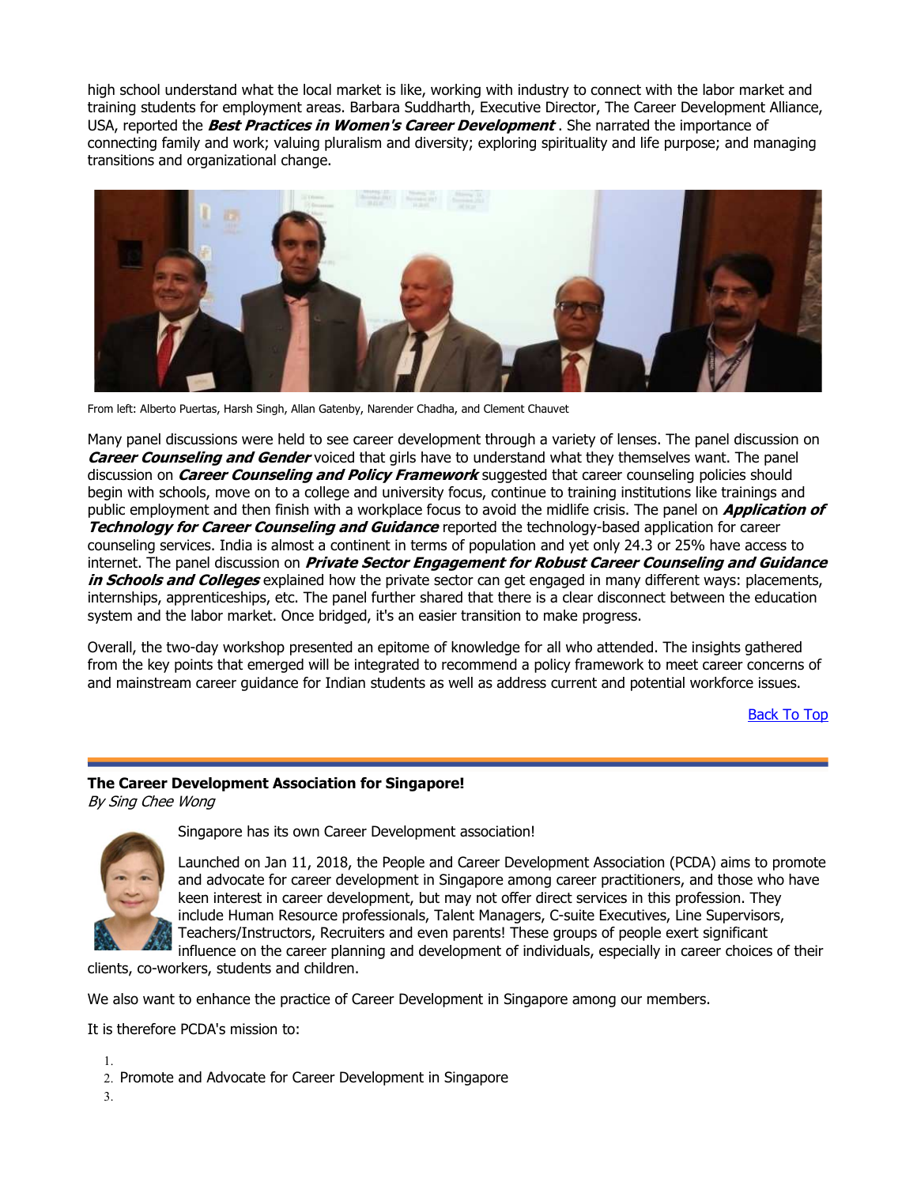high school understand what the local market is like, working with industry to connect with the labor market and training students for employment areas. Barbara Suddharth, Executive Director, The Career Development Alliance, USA, reported the ***Best Practices in Women's Career Development*** . She narrated the importance of connecting family and work; valuing pluralism and diversity; exploring spirituality and life purpose; and managing transitions and organizational change.

From left: Alberto Puertas, Harsh Singh, Allan Gatenby, Narender Chadha, and Clement Chauvet

Many panel discussions were held to see career development through a variety of lenses. The panel discussion on ***Career Counseling and Gender*** voiced that girls have to understand what they themselves want. The panel discussion on ***Career Counseling and Policy Framework*** suggested that career counseling policies should begin with schools, move on to a college and university focus, continue to training institutions like trainings and public employment and then finish with a workplace focus to avoid the midlife crisis. The panel on ***Application of Technology for Career Counseling and Guidance*** reported the technology-based application for career counseling services. India is almost a continent in terms of population and yet only 24.3 or 25% have access to internet. The panel discussion on ***Private Sector Engagement for Robust Career Counseling and Guidance in Schools and Colleges*** explained how the private sector can get engaged in many different ways: placements, internships, apprenticeships, etc. The panel further shared that there is a clear disconnect between the education system and the labor market. Once bridged, it's an easier transition to make progress.

Overall, the two-day workshop presented an epitome of knowledge for all who attended. The insights gathered from the key points that emerged will be integrated to recommend a policy framework to meet career concerns of and mainstream career guidance for Indian students as well as address current and potential workforce issues.

Back To Top

---

**The Career Development Association for Singapore!**

*By Sing Chee Wong*

Singapore has its own Career Development association!

Launched on Jan 11, 2018, the People and Career Development Association (PCDA) aims to promote and advocate for career development in Singapore among career practitioners, and those who have keen interest in career development, but may not offer direct services in this profession. They include Human Resource professionals, Talent Managers, C-suite Executives, Line Supervisors, Teachers/Instructors, Recruiters and even parents! These groups of people exert significant influence on the career planning and development of individuals, especially in career choices of their clients, co-workers, students and children.

We also want to enhance the practice of Career Development in Singapore among our members.

It is therefore PCDA's mission to:

1. 
2. Promote and Advocate for Career Development in Singapore
3.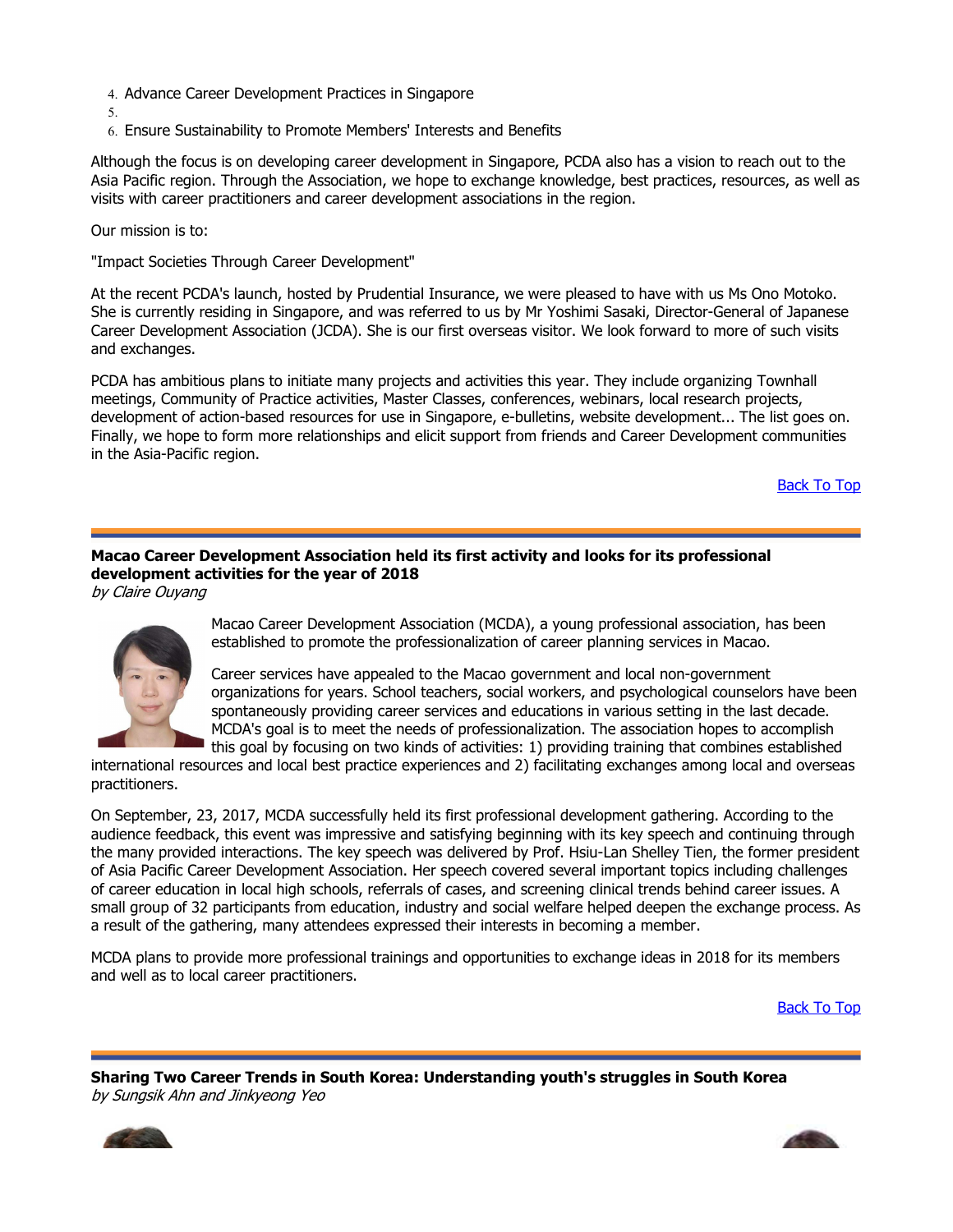4. Advance Career Development Practices in Singapore
5. 
6. Ensure Sustainability to Promote Members' Interests and Benefits

Although the focus is on developing career development in Singapore, PCDA also has a vision to reach out to the Asia Pacific region. Through the Association, we hope to exchange knowledge, best practices, resources, as well as visits with career practitioners and career development associations in the region.

Our mission is to:

"Impact Societies Through Career Development"

At the recent PCDA's launch, hosted by Prudential Insurance, we were pleased to have with us Ms Ono Motoko. She is currently residing in Singapore, and was referred to us by Mr Yoshimi Sasaki, Director-General of Japanese Career Development Association (JCDA). She is our first overseas visitor. We look forward to more of such visits and exchanges.

PCDA has ambitious plans to initiate many projects and activities this year. They include organizing Townhall meetings, Community of Practice activities, Master Classes, conferences, webinars, local research projects, development of action-based resources for use in Singapore, e-bulletins, website development... The list goes on. Finally, we hope to form more relationships and elicit support from friends and Career Development communities in the Asia-Pacific region.

Back To Top

---

**Macao Career Development Association held its first activity and looks for its professional development activities for the year of 2018**
*by Claire Ouyang*

Macao Career Development Association (MCDA), a young professional association, has been established to promote the professionalization of career planning services in Macao.

Career services have appealed to the Macao government and local non-government organizations for years. School teachers, social workers, and psychological counselors have been spontaneously providing career services and educations in various setting in the last decade. MCDA's goal is to meet the needs of professionalization. The association hopes to accomplish this goal by focusing on two kinds of activities: 1) providing training that combines established international resources and local best practice experiences and 2) facilitating exchanges among local and overseas practitioners.

On September, 23, 2017, MCDA successfully held its first professional development gathering. According to the audience feedback, this event was impressive and satisfying beginning with its key speech and continuing through the many provided interactions. The key speech was delivered by Prof. Hsiu-Lan Shelley Tien, the former president of Asia Pacific Career Development Association. Her speech covered several important topics including challenges of career education in local high schools, referrals of cases, and screening clinical trends behind career issues. A small group of 32 participants from education, industry and social welfare helped deepen the exchange process. As a result of the gathering, many attendees expressed their interests in becoming a member.

MCDA plans to provide more professional trainings and opportunities to exchange ideas in 2018 for its members and well as to local career practitioners.

Back To Top

---

**Sharing Two Career Trends in South Korea: Understanding youth's struggles in South Korea**
*by Sungsik Ahn and Jinkyeong Yeo*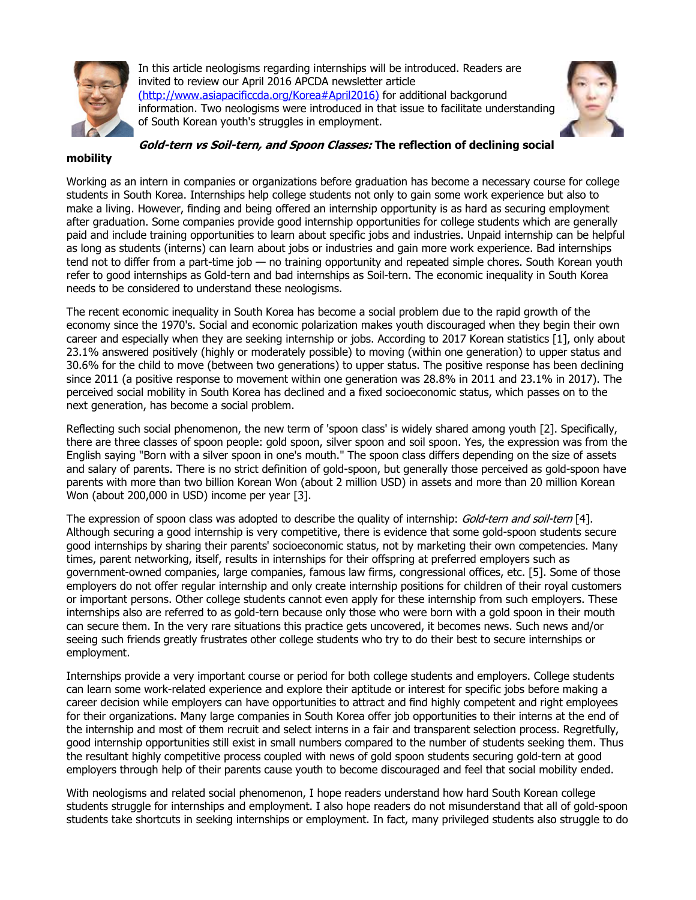In this article neologisms regarding internships will be introduced. Readers are invited to review our April 2016 APCDA newsletter article [(http://www.asiapacificcda.org/Korea#April2016)](http://www.asiapacificcda.org/Korea#April2016) for additional backgorund information. Two neologisms were introduced in that issue to facilitate understanding of South Korean youth's struggles in employment.

***Gold-tern vs Soil-tern, and Spoon Classes:* The reflection of declining social mobility**

Working as an intern in companies or organizations before graduation has become a necessary course for college students in South Korea. Internships help college students not only to gain some work experience but also to make a living. However, finding and being offered an internship opportunity is as hard as securing employment after graduation. Some companies provide good internship opportunities for college students which are generally paid and include training opportunities to learn about specific jobs and industries. Unpaid internship can be helpful as long as students (interns) can learn about jobs or industries and gain more work experience. Bad internships tend not to differ from a part-time job — no training opportunity and repeated simple chores. South Korean youth refer to good internships as Gold-tern and bad internships as Soil-tern. The economic inequality in South Korea needs to be considered to understand these neologisms.

The recent economic inequality in South Korea has become a social problem due to the rapid growth of the economy since the 1970's. Social and economic polarization makes youth discouraged when they begin their own career and especially when they are seeking internship or jobs. According to 2017 Korean statistics [1], only about 23.1% answered positively (highly or moderately possible) to moving (within one generation) to upper status and 30.6% for the child to move (between two generations) to upper status. The positive response has been declining since 2011 (a positive response to movement within one generation was 28.8% in 2011 and 23.1% in 2017). The perceived social mobility in South Korea has declined and a fixed socioeconomic status, which passes on to the next generation, has become a social problem.

Reflecting such social phenomenon, the new term of 'spoon class' is widely shared among youth [2]. Specifically, there are three classes of spoon people: gold spoon, silver spoon and soil spoon. Yes, the expression was from the English saying "Born with a silver spoon in one's mouth." The spoon class differs depending on the size of assets and salary of parents. There is no strict definition of gold-spoon, but generally those perceived as gold-spoon have parents with more than two billion Korean Won (about 2 million USD) in assets and more than 20 million Korean Won (about 200,000 in USD) income per year [3].

The expression of spoon class was adopted to describe the quality of internship: *Gold-tern and soil-tern* [4]. Although securing a good internship is very competitive, there is evidence that some gold-spoon students secure good internships by sharing their parents' socioeconomic status, not by marketing their own competencies. Many times, parent networking, itself, results in internships for their offspring at preferred employers such as government-owned companies, large companies, famous law firms, congressional offices, etc. [5]. Some of those employers do not offer regular internship and only create internship positions for children of their royal customers or important persons. Other college students cannot even apply for these internship from such employers. These internships also are referred to as gold-tern because only those who were born with a gold spoon in their mouth can secure them. In the very rare situations this practice gets uncovered, it becomes news. Such news and/or seeing such friends greatly frustrates other college students who try to do their best to secure internships or employment.

Internships provide a very important course or period for both college students and employers. College students can learn some work-related experience and explore their aptitude or interest for specific jobs before making a career decision while employers can have opportunities to attract and find highly competent and right employees for their organizations. Many large companies in South Korea offer job opportunities to their interns at the end of the internship and most of them recruit and select interns in a fair and transparent selection process. Regretfully, good internship opportunities still exist in small numbers compared to the number of students seeking them. Thus the resultant highly competitive process coupled with news of gold spoon students securing gold-tern at good employers through help of their parents cause youth to become discouraged and feel that social mobility ended.

With neologisms and related social phenomenon, I hope readers understand how hard South Korean college students struggle for internships and employment. I also hope readers do not misunderstand that all of gold-spoon students take shortcuts in seeking internships or employment. In fact, many privileged students also struggle to do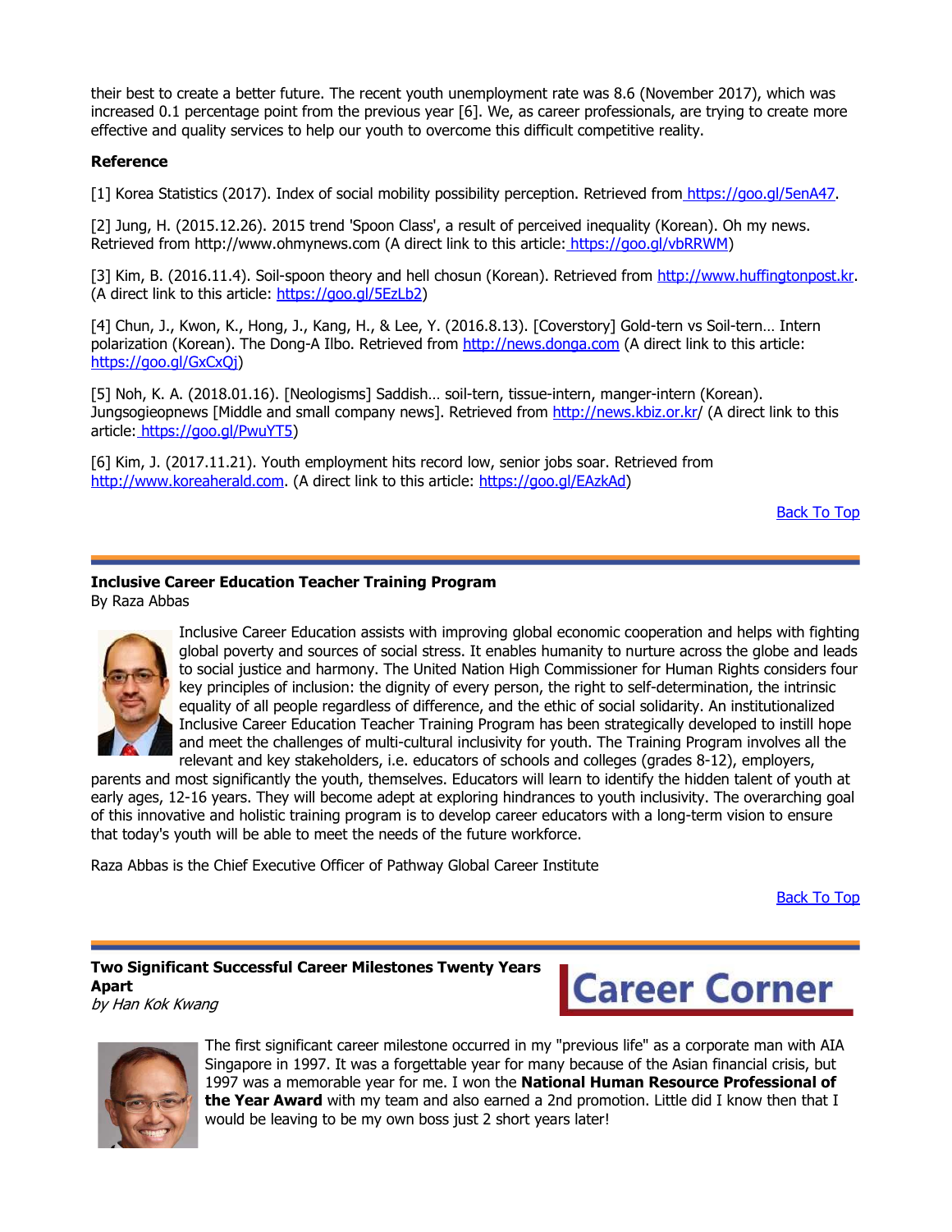their best to create a better future. The recent youth unemployment rate was 8.6 (November 2017), which was increased 0.1 percentage point from the previous year [6]. We, as career professionals, are trying to create more effective and quality services to help our youth to overcome this difficult competitive reality.

**Reference**

[1] Korea Statistics (2017). Index of social mobility possibility perception. Retrieved from https://goo.gl/5enA47.

[2] Jung, H. (2015.12.26). 2015 trend 'Spoon Class', a result of perceived inequality (Korean). Oh my news. Retrieved from http://www.ohmynews.com (A direct link to this article: https://goo.gl/vbRRWM)

[3] Kim, B. (2016.11.4). Soil-spoon theory and hell chosun (Korean). Retrieved from http://www.huffingtonpost.kr. (A direct link to this article: https://goo.gl/5EzLb2)

[4] Chun, J., Kwon, K., Hong, J., Kang, H., & Lee, Y. (2016.8.13). [Coverstory] Gold-tern vs Soil-tern… Intern polarization (Korean). The Dong-A Ilbo. Retrieved from http://news.donga.com (A direct link to this article: https://goo.gl/GxCxQj)

[5] Noh, K. A. (2018.01.16). [Neologisms] Saddish… soil-tern, tissue-intern, manger-intern (Korean). Jungsogieopnews [Middle and small company news]. Retrieved from http://news.kbiz.or.kr/ (A direct link to this article: https://goo.gl/PwuYT5)

[6] Kim, J. (2017.11.21). Youth employment hits record low, senior jobs soar. Retrieved from http://www.koreaherald.com. (A direct link to this article: https://goo.gl/EAzkAd)

Back To Top

---

### Inclusive Career Education Teacher Training Program

By Raza Abbas

Inclusive Career Education assists with improving global economic cooperation and helps with fighting global poverty and sources of social stress. It enables humanity to nurture across the globe and leads to social justice and harmony. The United Nation High Commissioner for Human Rights considers four key principles of inclusion: the dignity of every person, the right to self-determination, the intrinsic equality of all people regardless of difference, and the ethic of social solidarity. An institutionalized Inclusive Career Education Teacher Training Program has been strategically developed to instill hope and meet the challenges of multi-cultural inclusivity for youth. The Training Program involves all the relevant and key stakeholders, i.e. educators of schools and colleges (grades 8-12), employers, parents and most significantly the youth, themselves. Educators will learn to identify the hidden talent of youth at early ages, 12-16 years. They will become adept at exploring hindrances to youth inclusivity. The overarching goal of this innovative and holistic training program is to develop career educators with a long-term vision to ensure that today's youth will be able to meet the needs of the future workforce.

Raza Abbas is the Chief Executive Officer of Pathway Global Career Institute

Back To Top

---

Career Corner

### Two Significant Successful Career Milestones Twenty Years Apart

*by Han Kok Kwang*

The first significant career milestone occurred in my "previous life" as a corporate man with AIA Singapore in 1997. It was a forgettable year for many because of the Asian financial crisis, but 1997 was a memorable year for me. I won the **National Human Resource Professional of the Year Award** with my team and also earned a 2nd promotion. Little did I know then that I would be leaving to be my own boss just 2 short years later!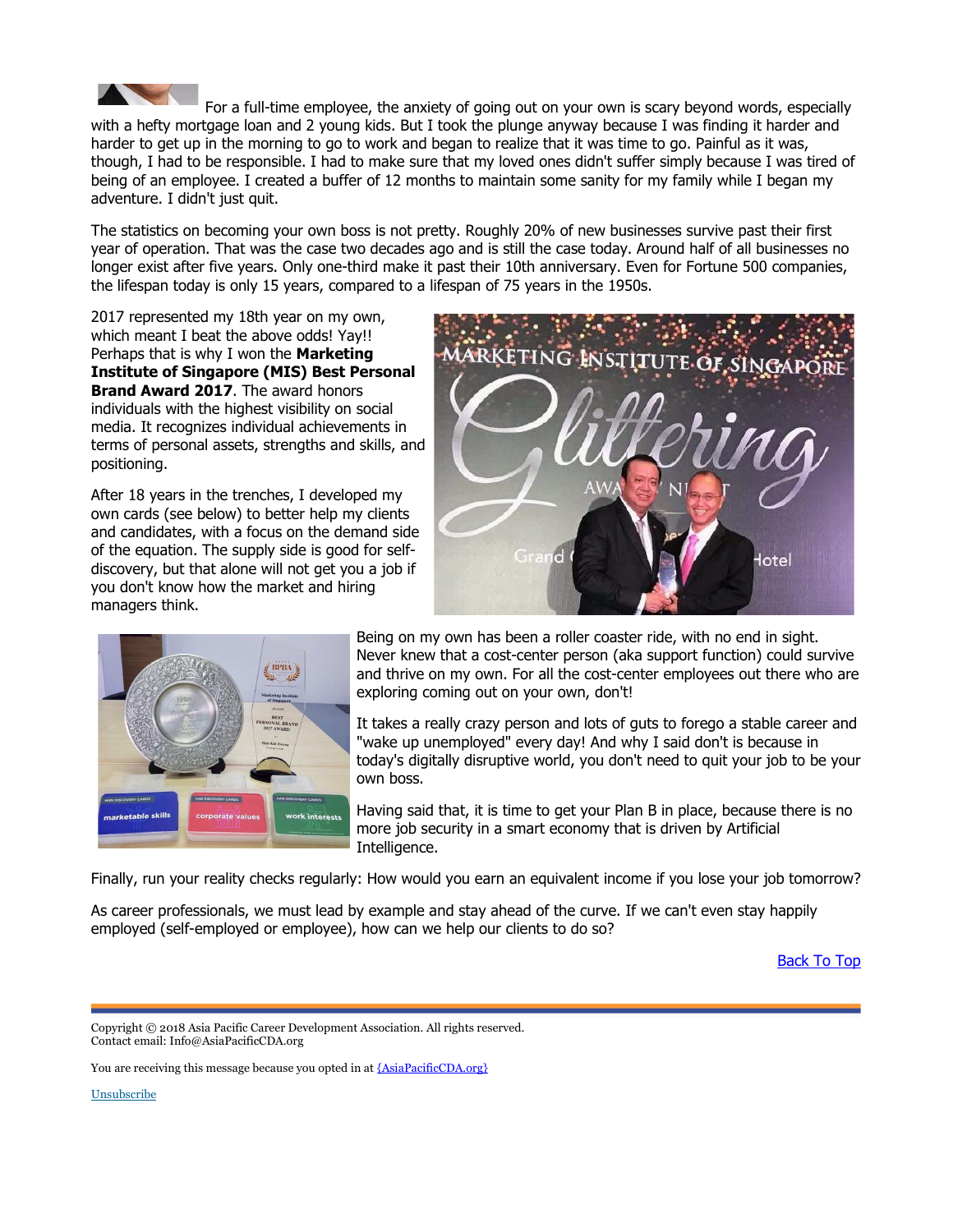For a full-time employee, the anxiety of going out on your own is scary beyond words, especially with a hefty mortgage loan and 2 young kids. But I took the plunge anyway because I was finding it harder and harder to get up in the morning to go to work and began to realize that it was time to go. Painful as it was, though, I had to be responsible. I had to make sure that my loved ones didn't suffer simply because I was tired of being of an employee. I created a buffer of 12 months to maintain some sanity for my family while I began my adventure. I didn't just quit.

The statistics on becoming your own boss is not pretty. Roughly 20% of new businesses survive past their first year of operation. That was the case two decades ago and is still the case today. Around half of all businesses no longer exist after five years. Only one-third make it past their 10th anniversary. Even for Fortune 500 companies, the lifespan today is only 15 years, compared to a lifespan of 75 years in the 1950s.

2017 represented my 18th year on my own, which meant I beat the above odds! Yay!! Perhaps that is why I won the **Marketing Institute of Singapore (MIS) Best Personal Brand Award 2017**. The award honors individuals with the highest visibility on social media. It recognizes individual achievements in terms of personal assets, strengths and skills, and positioning.

After 18 years in the trenches, I developed my own cards (see below) to better help my clients and candidates, with a focus on the demand side of the equation. The supply side is good for self-discovery, but that alone will not get you a job if you don't know how the market and hiring managers think.

Being on my own has been a roller coaster ride, with no end in sight. Never knew that a cost-center person (aka support function) could survive and thrive on my own. For all the cost-center employees out there who are exploring coming out on your own, don't!

It takes a really crazy person and lots of guts to forego a stable career and "wake up unemployed" every day! And why I said don't is because in today's digitally disruptive world, you don't need to quit your job to be your own boss.

Having said that, it is time to get your Plan B in place, because there is no more job security in a smart economy that is driven by Artificial Intelligence.

Finally, run your reality checks regularly: How would you earn an equivalent income if you lose your job tomorrow?

As career professionals, we must lead by example and stay ahead of the curve. If we can't even stay happily employed (self-employed or employee), how can we help our clients to do so?

Back To Top

Copyright © 2018 Asia Pacific Career Development Association. All rights reserved.
Contact email: Info@AsiaPacificCDA.org

You are receiving this message because you opted in at {AsiaPacificCDA.org}

Unsubscribe